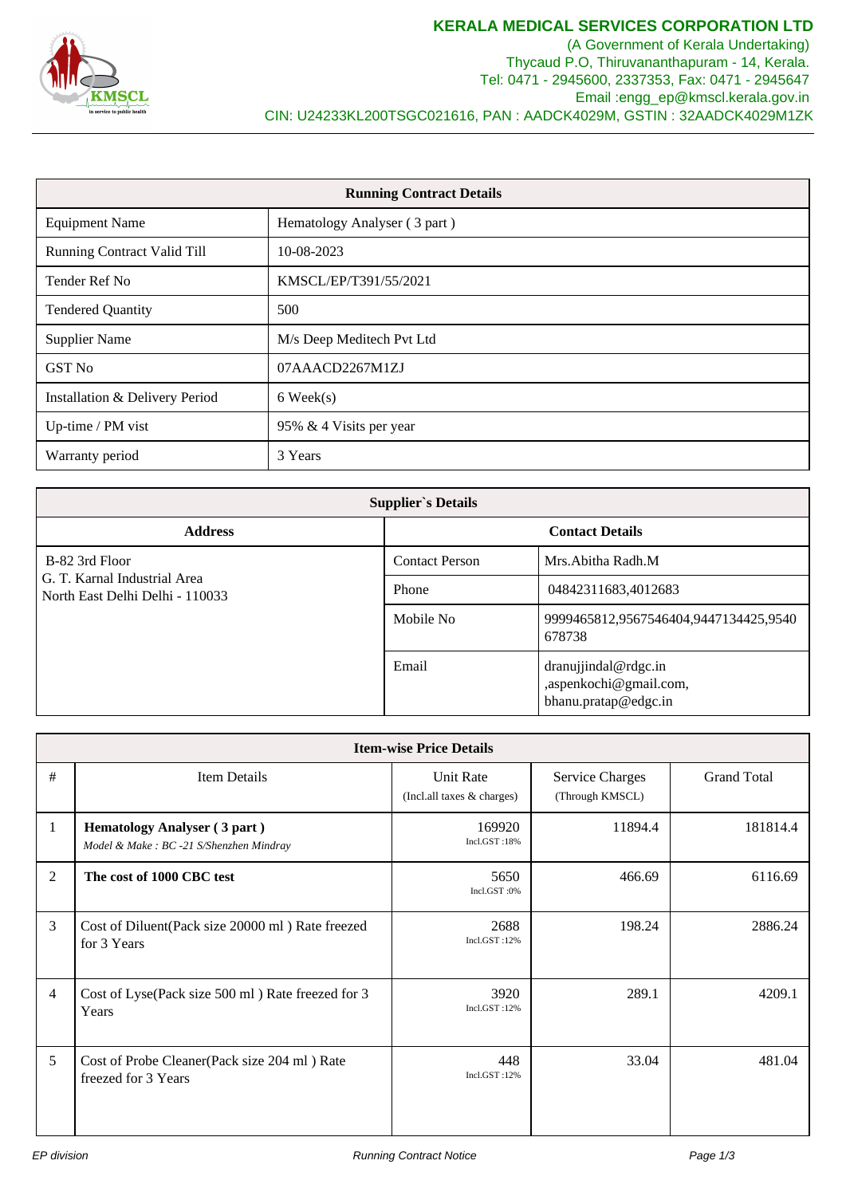**KERALA MEDICAL SERVICES CORPORATION LTD**
(A Government of Kerala Undertaking)
Thycaud P.O, Thiruvananthapuram - 14, Kerala.
Tel: 0471 - 2945600, 2337353, Fax: 0471 - 2945647
Email :engg_ep@kmscl.kerala.gov.in
CIN: U24233KL200TSGC021616, PAN : AADCK4029M, GSTIN : 32AADCK4029M1ZK

| **Running Contract Details** | |
|---|---|
| Equipment Name | Hematology Analyser ( 3 part ) |
| Running Contract Valid Till | 10-08-2023 |
| Tender Ref No | KMSCL/EP/T391/55/2021 |
| Tendered Quantity | 500 |
| Supplier Name | M/s Deep Meditech Pvt Ltd |
| GST No | 07AAACD2267M1ZJ |
| Installation & Delivery Period | 6 Week(s) |
| Up-time / PM vist | 95% & 4 Visits per year |
| Warranty period | 3 Years |

| **Supplier`s Details** | | |
|---|---|---|
| **Address** | **Contact Details** | |
| B-82 3rd Floor<br>G. T. Karnal Industrial Area<br>North East Delhi Delhi - 110033 | Contact Person | Mrs.Abitha Radh.M |
| | Phone | 04842311683,4012683 |
| | Mobile No | 9999465812,9567546404,9447134425,9540678738 |
| | Email | dranujjindal@rdgc.in ,aspenkochi@gmail.com, bhanu.pratap@edgc.in |

| **Item-wise Price Details** | | | | |
|---|---|---|---|---|
| # | Item Details | Unit Rate (Incl.all taxes & charges) | Service Charges (Through KMSCL) | Grand Total |
| 1 | **Hematology Analyser ( 3 part )**<br>*Model & Make : BC -21 S/Shenzhen Mindray* | 169920<br>Incl.GST :18% | 11894.4 | 181814.4 |
| 2 | **The cost of 1000 CBC test** | 5650<br>Incl.GST :0% | 466.69 | 6116.69 |
| 3 | Cost of Diluent(Pack size 20000 ml ) Rate freezed for 3 Years | 2688<br>Incl.GST :12% | 198.24 | 2886.24 |
| 4 | Cost of Lyse(Pack size 500 ml ) Rate freezed for 3 Years | 3920<br>Incl.GST :12% | 289.1 | 4209.1 |
| 5 | Cost of Probe Cleaner(Pack size 204 ml ) Rate freezed for 3 Years | 448<br>Incl.GST :12% | 33.04 | 481.04 |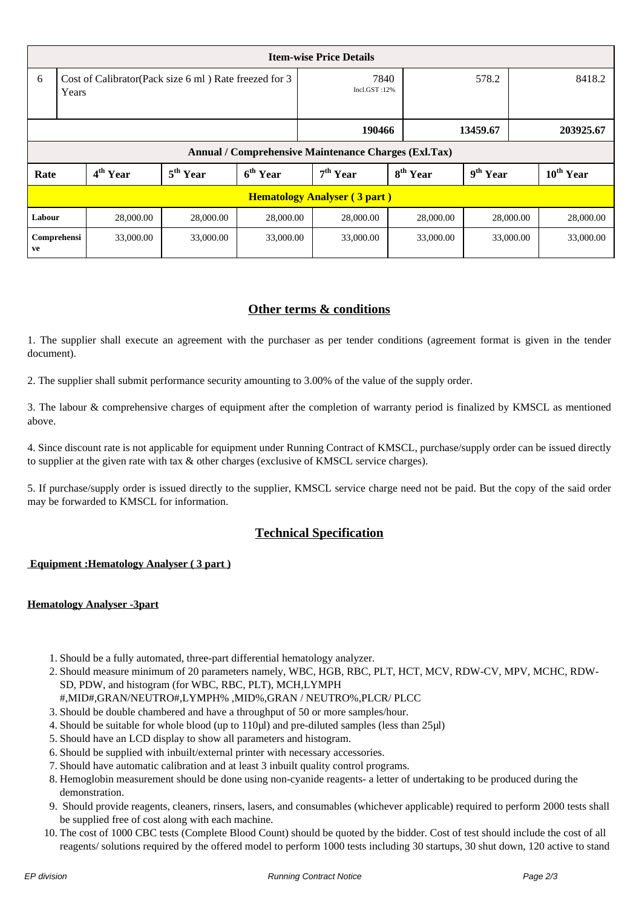| Item-wise Price Details | | | | | | | |
|---|---|---|---|---|---|---|---|
| 6 | Cost of Calibrator(Pack size 6 ml ) Rate freezed for 3 Years | | | 7840 Incl.GST :12% | 578.2 | | 8418.2 |
| | | | | **190466** | **13459.67** | | **203925.67** |

| Annual / Comprehensive Maintenance Charges (Exl.Tax) | | | | | | | |
|---|---|---|---|---|---|---|---|
| **Rate** | **4th Year** | **5th Year** | **6th Year** | **7th Year** | **8th Year** | **9th Year** | **10th Year** |
| **Hematology Analyser ( 3 part )** | | | | | | | |
| **Labour** | 28,000.00 | 28,000.00 | 28,000.00 | 28,000.00 | 28,000.00 | 28,000.00 | 28,000.00 |
| **Comprehensive** | 33,000.00 | 33,000.00 | 33,000.00 | 33,000.00 | 33,000.00 | 33,000.00 | 33,000.00 |

## Other terms & conditions

1. The supplier shall execute an agreement with the purchaser as per tender conditions (agreement format is given in the tender document).

2. The supplier shall submit performance security amounting to 3.00% of the value of the supply order.

3. The labour & comprehensive charges of equipment after the completion of warranty period is finalized by KMSCL as mentioned above.

4. Since discount rate is not applicable for equipment under Running Contract of KMSCL, purchase/supply order can be issued directly to supplier at the given rate with tax & other charges (exclusive of KMSCL service charges).

5. If purchase/supply order is issued directly to the supplier, KMSCL service charge need not be paid. But the copy of the said order may be forwarded to KMSCL for information.

## Technical Specification

**Equipment :Hematology Analyser ( 3 part )**

**Hematology Analyser -3part**

1. Should be a fully automated, three-part differential hematology analyzer.
2. Should measure minimum of 20 parameters namely, WBC, HGB, RBC, PLT, HCT, MCV, RDW-CV, MPV, MCHC, RDW-SD, PDW, and histogram (for WBC, RBC, PLT), MCH,LYMPH #,MID#,GRAN/NEUTRO#,LYMPH% ,MID%,GRAN / NEUTRO%,PLCR/ PLCC
3. Should be double chambered and have a throughput of 50 or more samples/hour.
4. Should be suitable for whole blood (up to 110µl) and pre-diluted samples (less than 25µl)
5. Should have an LCD display to show all parameters and histogram.
6. Should be supplied with inbuilt/external printer with necessary accessories.
7. Should have automatic calibration and at least 3 inbuilt quality control programs.
8. Hemoglobin measurement should be done using non-cyanide reagents- a letter of undertaking to be produced during the demonstration.
9. Should provide reagents, cleaners, rinsers, lasers, and consumables (whichever applicable) required to perform 2000 tests shall be supplied free of cost along with each machine.
10. The cost of 1000 CBC tests (Complete Blood Count) should be quoted by the bidder. Cost of test should include the cost of all reagents/ solutions required by the offered model to perform 1000 tests including 30 startups, 30 shut down, 120 active to stand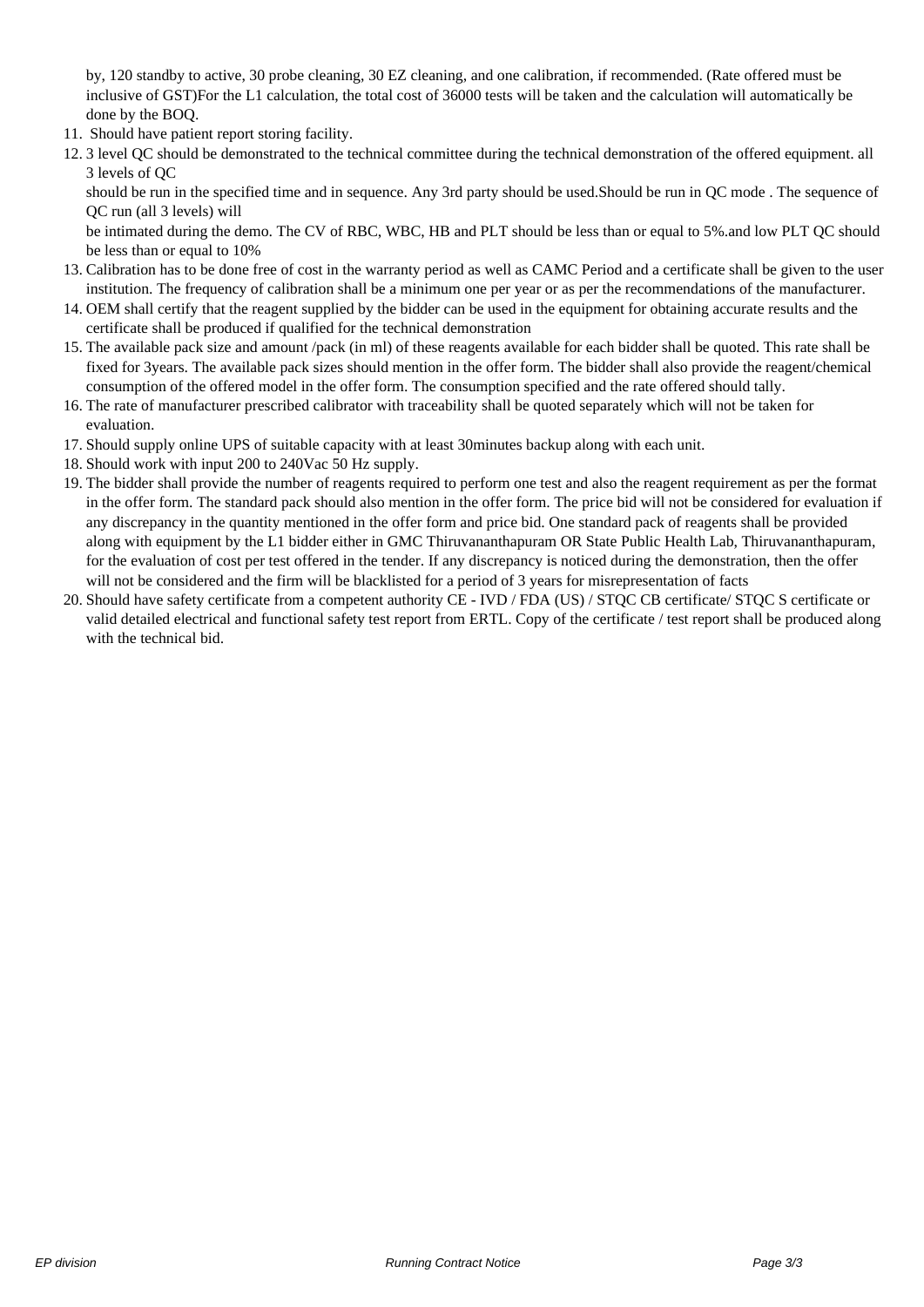by, 120 standby to active, 30 probe cleaning, 30 EZ cleaning, and one calibration, if recommended. (Rate offered must be inclusive of GST)For the L1 calculation, the total cost of 36000 tests will be taken and the calculation will automatically be done by the BOQ.

11. Should have patient report storing facility.
12. 3 level QC should be demonstrated to the technical committee during the technical demonstration of the offered equipment. all 3 levels of QC
    should be run in the specified time and in sequence. Any 3rd party should be used.Should be run in QC mode . The sequence of QC run (all 3 levels) will
    be intimated during the demo. The CV of RBC, WBC, HB and PLT should be less than or equal to 5%.and low PLT QC should be less than or equal to 10%
13. Calibration has to be done free of cost in the warranty period as well as CAMC Period and a certificate shall be given to the user institution. The frequency of calibration shall be a minimum one per year or as per the recommendations of the manufacturer.
14. OEM shall certify that the reagent supplied by the bidder can be used in the equipment for obtaining accurate results and the certificate shall be produced if qualified for the technical demonstration
15. The available pack size and amount /pack (in ml) of these reagents available for each bidder shall be quoted. This rate shall be fixed for 3years. The available pack sizes should mention in the offer form. The bidder shall also provide the reagent/chemical consumption of the offered model in the offer form. The consumption specified and the rate offered should tally.
16. The rate of manufacturer prescribed calibrator with traceability shall be quoted separately which will not be taken for evaluation.
17. Should supply online UPS of suitable capacity with at least 30minutes backup along with each unit.
18. Should work with input 200 to 240Vac 50 Hz supply.
19. The bidder shall provide the number of reagents required to perform one test and also the reagent requirement as per the format in the offer form. The standard pack should also mention in the offer form. The price bid will not be considered for evaluation if any discrepancy in the quantity mentioned in the offer form and price bid. One standard pack of reagents shall be provided along with equipment by the L1 bidder either in GMC Thiruvananthapuram OR State Public Health Lab, Thiruvananthapuram, for the evaluation of cost per test offered in the tender. If any discrepancy is noticed during the demonstration, then the offer will not be considered and the firm will be blacklisted for a period of 3 years for misrepresentation of facts
20. Should have safety certificate from a competent authority CE - IVD / FDA (US) / STQC CB certificate/ STQC S certificate or valid detailed electrical and functional safety test report from ERTL. Copy of the certificate / test report shall be produced along with the technical bid.